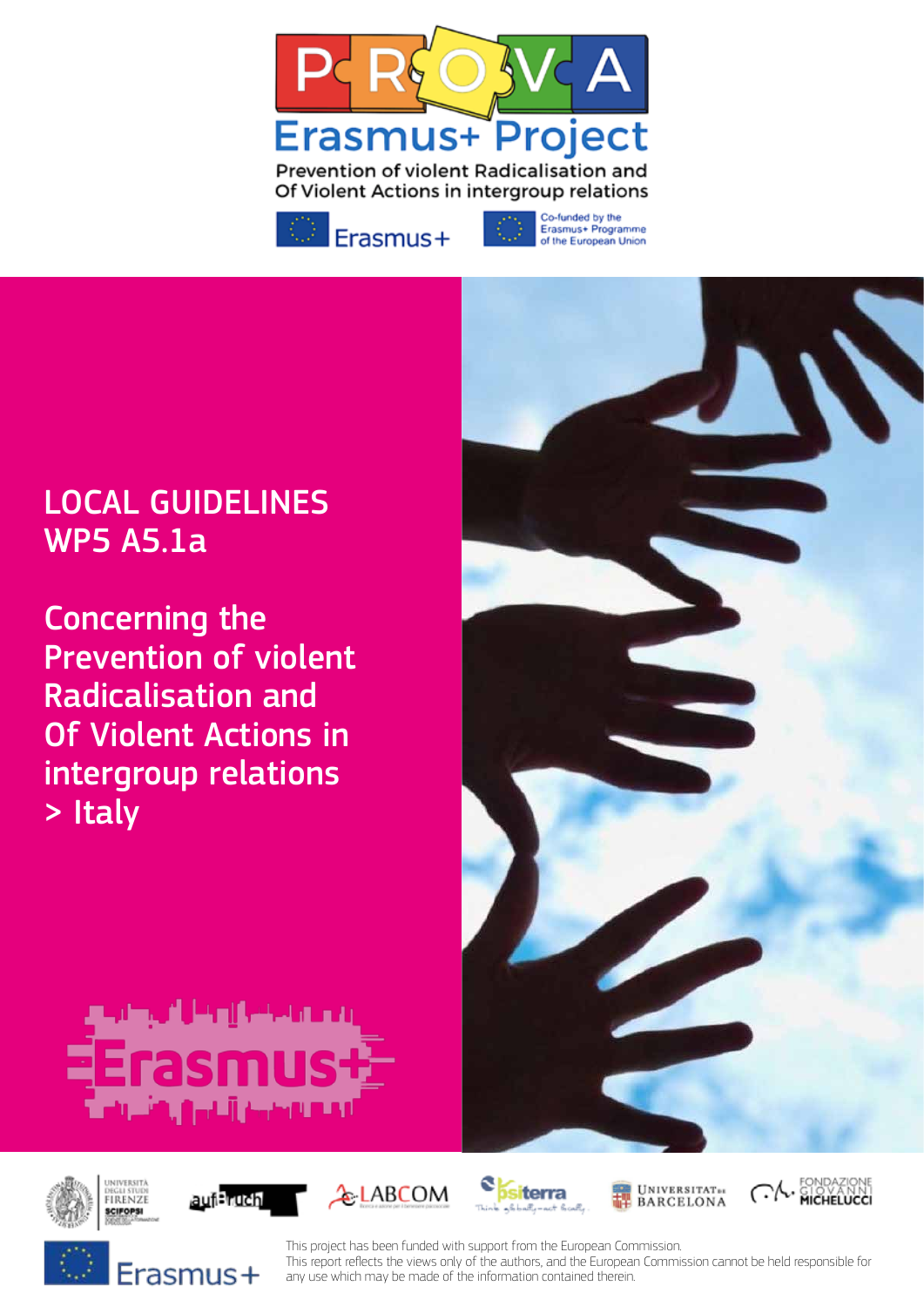# PROVA Erasmus+ Project

Prevention of violent Radicalisation and Of Violent Actions in intergroup relations

Erasmus+

Co-funded by the Erasmus+ Programme of the European Union

## LOCAL GUIDELINES WP5 A5.1a

## Concerning the Prevention of violent Radicalisation and Of Violent Actions in intergroup relations > Italy

Erasmus+

Università degli Studi Firenze SCIFOPSI · aufbruch · LABCOM · psiterra · Universitat de Barcelona · Fondazione Giovanni Michelucci

Erasmus+

This project has been funded with support from the European Commission.
This report reflects the views only of the authors, and the European Commission cannot be held responsible for any use which may be made of the information contained therein.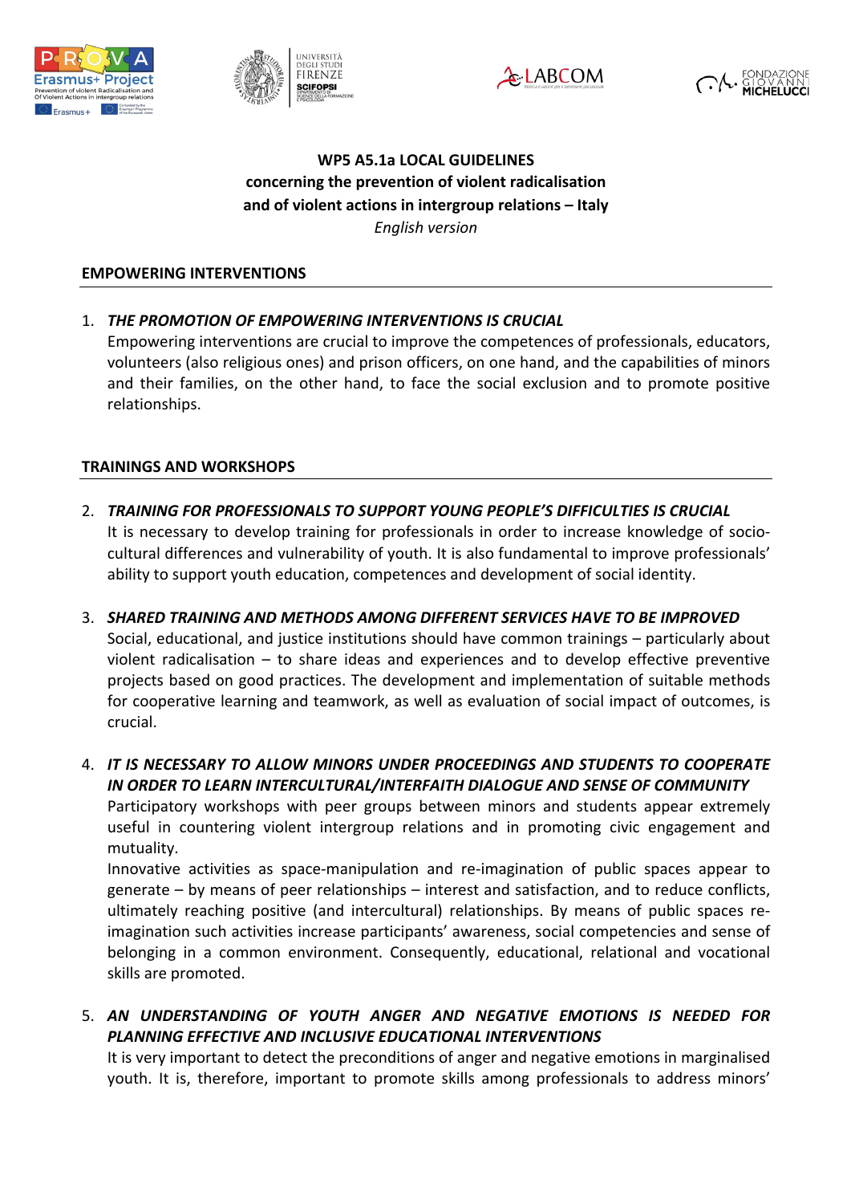**WP5 A5.1a LOCAL GUIDELINES**
**concerning the prevention of violent radicalisation**
**and of violent actions in intergroup relations – Italy**
*English version*

## EMPOWERING INTERVENTIONS

1. ***THE PROMOTION OF EMPOWERING INTERVENTIONS IS CRUCIAL***
   Empowering interventions are crucial to improve the competences of professionals, educators, volunteers (also religious ones) and prison officers, on one hand, and the capabilities of minors and their families, on the other hand, to face the social exclusion and to promote positive relationships.

## TRAININGS AND WORKSHOPS

2. ***TRAINING FOR PROFESSIONALS TO SUPPORT YOUNG PEOPLE'S DIFFICULTIES IS CRUCIAL***
   It is necessary to develop training for professionals in order to increase knowledge of socio-cultural differences and vulnerability of youth. It is also fundamental to improve professionals' ability to support youth education, competences and development of social identity.

3. ***SHARED TRAINING AND METHODS AMONG DIFFERENT SERVICES HAVE TO BE IMPROVED***
   Social, educational, and justice institutions should have common trainings – particularly about violent radicalisation – to share ideas and experiences and to develop effective preventive projects based on good practices. The development and implementation of suitable methods for cooperative learning and teamwork, as well as evaluation of social impact of outcomes, is crucial.

4. ***IT IS NECESSARY TO ALLOW MINORS UNDER PROCEEDINGS AND STUDENTS TO COOPERATE IN ORDER TO LEARN INTERCULTURAL/INTERFAITH DIALOGUE AND SENSE OF COMMUNITY***
   Participatory workshops with peer groups between minors and students appear extremely useful in countering violent intergroup relations and in promoting civic engagement and mutuality.
   Innovative activities as space-manipulation and re-imagination of public spaces appear to generate – by means of peer relationships – interest and satisfaction, and to reduce conflicts, ultimately reaching positive (and intercultural) relationships. By means of public spaces re-imagination such activities increase participants' awareness, social competencies and sense of belonging in a common environment. Consequently, educational, relational and vocational skills are promoted.

5. ***AN UNDERSTANDING OF YOUTH ANGER AND NEGATIVE EMOTIONS IS NEEDED FOR PLANNING EFFECTIVE AND INCLUSIVE EDUCATIONAL INTERVENTIONS***
   It is very important to detect the preconditions of anger and negative emotions in marginalised youth. It is, therefore, important to promote skills among professionals to address minors'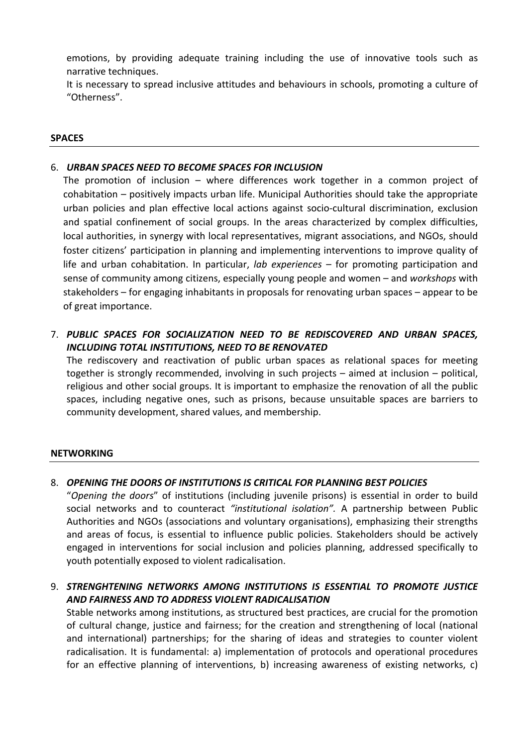emotions, by providing adequate training including the use of innovative tools such as narrative techniques.

It is necessary to spread inclusive attitudes and behaviours in schools, promoting a culture of "Otherness".

## SPACES

6. ***URBAN SPACES NEED TO BECOME SPACES FOR INCLUSION***

   The promotion of inclusion – where differences work together in a common project of cohabitation – positively impacts urban life. Municipal Authorities should take the appropriate urban policies and plan effective local actions against socio-cultural discrimination, exclusion and spatial confinement of social groups. In the areas characterized by complex difficulties, local authorities, in synergy with local representatives, migrant associations, and NGOs, should foster citizens' participation in planning and implementing interventions to improve quality of life and urban cohabitation. In particular, *lab experiences* – for promoting participation and sense of community among citizens, especially young people and women – and *workshops* with stakeholders – for engaging inhabitants in proposals for renovating urban spaces – appear to be of great importance.

7. ***PUBLIC SPACES FOR SOCIALIZATION NEED TO BE REDISCOVERED AND URBAN SPACES, INCLUDING TOTAL INSTITUTIONS, NEED TO BE RENOVATED***

   The rediscovery and reactivation of public urban spaces as relational spaces for meeting together is strongly recommended, involving in such projects – aimed at inclusion – political, religious and other social groups. It is important to emphasize the renovation of all the public spaces, including negative ones, such as prisons, because unsuitable spaces are barriers to community development, shared values, and membership.

## NETWORKING

8. ***OPENING THE DOORS OF INSTITUTIONS IS CRITICAL FOR PLANNING BEST POLICIES***

   "*Opening the doors*" of institutions (including juvenile prisons) is essential in order to build social networks and to counteract *"institutional isolation"*. A partnership between Public Authorities and NGOs (associations and voluntary organisations), emphasizing their strengths and areas of focus, is essential to influence public policies. Stakeholders should be actively engaged in interventions for social inclusion and policies planning, addressed specifically to youth potentially exposed to violent radicalisation.

9. ***STRENGHTENING NETWORKS AMONG INSTITUTIONS IS ESSENTIAL TO PROMOTE JUSTICE AND FAIRNESS AND TO ADDRESS VIOLENT RADICALISATION***

   Stable networks among institutions, as structured best practices, are crucial for the promotion of cultural change, justice and fairness; for the creation and strengthening of local (national and international) partnerships; for the sharing of ideas and strategies to counter violent radicalisation. It is fundamental: a) implementation of protocols and operational procedures for an effective planning of interventions, b) increasing awareness of existing networks, c)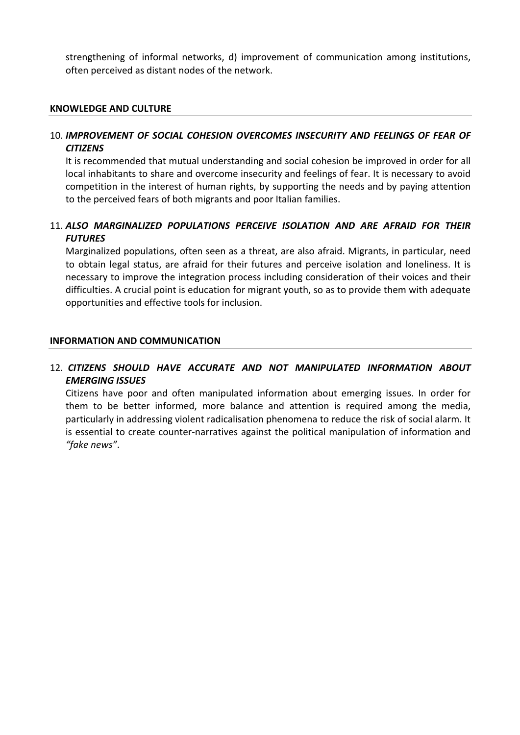strengthening of informal networks, d) improvement of communication among institutions, often perceived as distant nodes of the network.

## KNOWLEDGE AND CULTURE

10. ***IMPROVEMENT OF SOCIAL COHESION OVERCOMES INSECURITY AND FEELINGS OF FEAR OF CITIZENS***

    It is recommended that mutual understanding and social cohesion be improved in order for all local inhabitants to share and overcome insecurity and feelings of fear. It is necessary to avoid competition in the interest of human rights, by supporting the needs and by paying attention to the perceived fears of both migrants and poor Italian families.

11. ***ALSO MARGINALIZED POPULATIONS PERCEIVE ISOLATION AND ARE AFRAID FOR THEIR FUTURES***

    Marginalized populations, often seen as a threat, are also afraid. Migrants, in particular, need to obtain legal status, are afraid for their futures and perceive isolation and loneliness. It is necessary to improve the integration process including consideration of their voices and their difficulties. A crucial point is education for migrant youth, so as to provide them with adequate opportunities and effective tools for inclusion.

## INFORMATION AND COMMUNICATION

12. ***CITIZENS SHOULD HAVE ACCURATE AND NOT MANIPULATED INFORMATION ABOUT EMERGING ISSUES***

    Citizens have poor and often manipulated information about emerging issues. In order for them to be better informed, more balance and attention is required among the media, particularly in addressing violent radicalisation phenomena to reduce the risk of social alarm. It is essential to create counter-narratives against the political manipulation of information and *"fake news"*.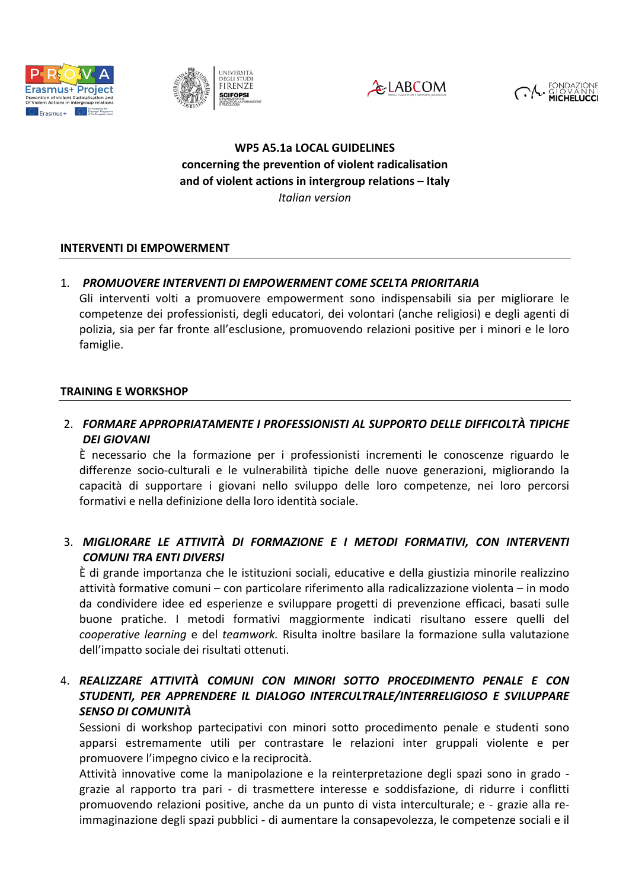**WP5 A5.1a LOCAL GUIDELINES**
**concerning the prevention of violent radicalisation**
**and of violent actions in intergroup relations – Italy**
*Italian version*

## INTERVENTI DI EMPOWERMENT

1. ***PROMUOVERE INTERVENTI DI EMPOWERMENT COME SCELTA PRIORITARIA***
   Gli interventi volti a promuovere empowerment sono indispensabili sia per migliorare le competenze dei professionisti, degli educatori, dei volontari (anche religiosi) e degli agenti di polizia, sia per far fronte all'esclusione, promuovendo relazioni positive per i minori e le loro famiglie.

## TRAINING E WORKSHOP

2. ***FORMARE APPROPRIATAMENTE I PROFESSIONISTI AL SUPPORTO DELLE DIFFICOLTÀ TIPICHE DEI GIOVANI***
   È necessario che la formazione per i professionisti incrementi le conoscenze riguardo le differenze socio-culturali e le vulnerabilità tipiche delle nuove generazioni, migliorando la capacità di supportare i giovani nello sviluppo delle loro competenze, nei loro percorsi formativi e nella definizione della loro identità sociale.

3. ***MIGLIORARE LE ATTIVITÀ DI FORMAZIONE E I METODI FORMATIVI, CON INTERVENTI COMUNI TRA ENTI DIVERSI***
   È di grande importanza che le istituzioni sociali, educative e della giustizia minorile realizzino attività formative comuni – con particolare riferimento alla radicalizzazione violenta – in modo da condividere idee ed esperienze e sviluppare progetti di prevenzione efficaci, basati sulle buone pratiche. I metodi formativi maggiormente indicati risultano essere quelli del *cooperative learning* e del *teamwork.* Risulta inoltre basilare la formazione sulla valutazione dell'impatto sociale dei risultati ottenuti.

4. ***REALIZZARE ATTIVITÀ COMUNI CON MINORI SOTTO PROCEDIMENTO PENALE E CON STUDENTI, PER APPRENDERE IL DIALOGO INTERCULTRALE/INTERRELIGIOSO E SVILUPPARE SENSO DI COMUNITÀ***
   Sessioni di workshop partecipativi con minori sotto procedimento penale e studenti sono apparsi estremamente utili per contrastare le relazioni inter gruppali violente e per promuovere l'impegno civico e la reciprocità.
   Attività innovative come la manipolazione e la reinterpretazione degli spazi sono in grado - grazie al rapporto tra pari - di trasmettere interesse e soddisfazione, di ridurre i conflitti promuovendo relazioni positive, anche da un punto di vista interculturale; e - grazie alla re-immaginazione degli spazi pubblici - di aumentare la consapevolezza, le competenze sociali e il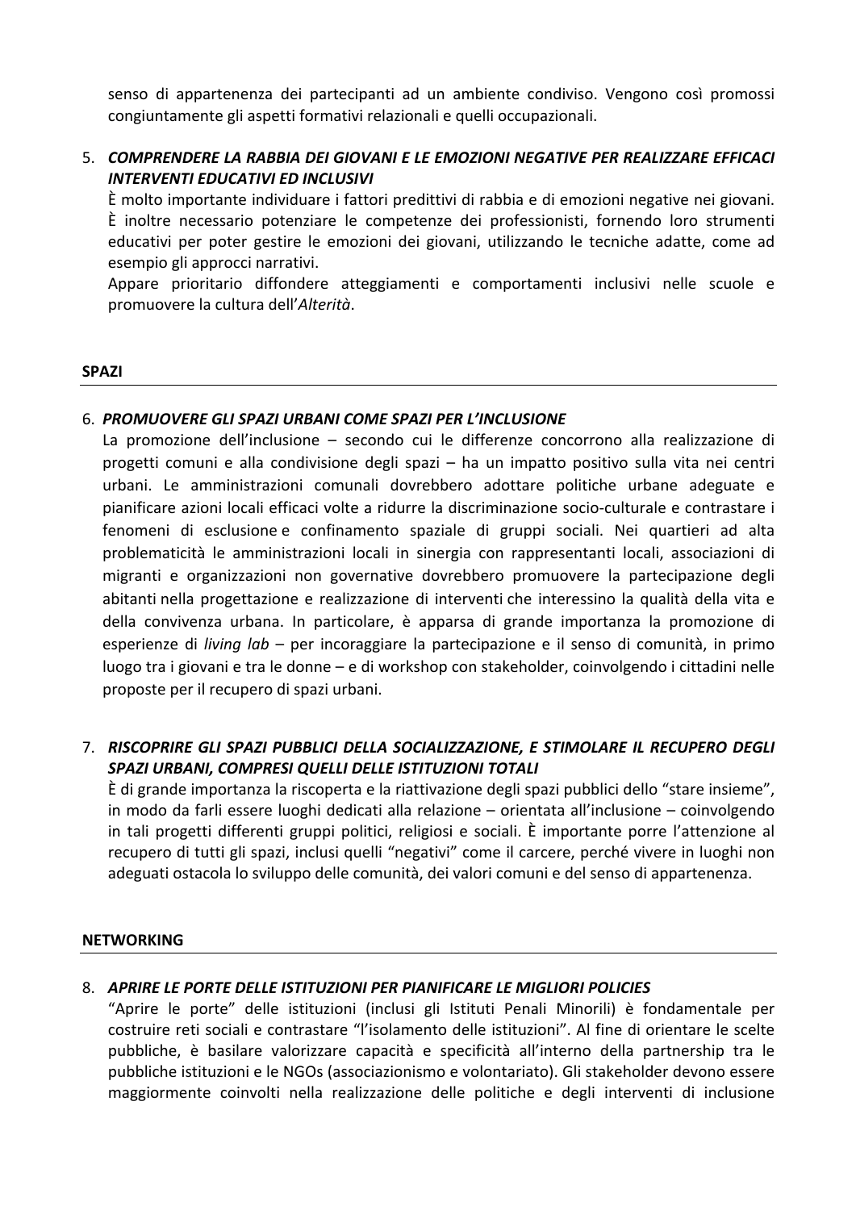senso di appartenenza dei partecipanti ad un ambiente condiviso. Vengono così promossi congiuntamente gli aspetti formativi relazionali e quelli occupazionali.

5. ***COMPRENDERE LA RABBIA DEI GIOVANI E LE EMOZIONI NEGATIVE PER REALIZZARE EFFICACI INTERVENTI EDUCATIVI ED INCLUSIVI***

   È molto importante individuare i fattori predittivi di rabbia e di emozioni negative nei giovani. È inoltre necessario potenziare le competenze dei professionisti, fornendo loro strumenti educativi per poter gestire le emozioni dei giovani, utilizzando le tecniche adatte, come ad esempio gli approcci narrativi.

   Appare prioritario diffondere atteggiamenti e comportamenti inclusivi nelle scuole e promuovere la cultura dell'*Alterità*.

## SPAZI

6. ***PROMUOVERE GLI SPAZI URBANI COME SPAZI PER L'INCLUSIONE***

   La promozione dell'inclusione – secondo cui le differenze concorrono alla realizzazione di progetti comuni e alla condivisione degli spazi – ha un impatto positivo sulla vita nei centri urbani. Le amministrazioni comunali dovrebbero adottare politiche urbane adeguate e pianificare azioni locali efficaci volte a ridurre la discriminazione socio-culturale e contrastare i fenomeni di esclusione e confinamento spaziale di gruppi sociali. Nei quartieri ad alta problematicità le amministrazioni locali in sinergia con rappresentanti locali, associazioni di migranti e organizzazioni non governative dovrebbero promuovere la partecipazione degli abitanti nella progettazione e realizzazione di interventi che interessino la qualità della vita e della convivenza urbana. In particolare, è apparsa di grande importanza la promozione di esperienze di *living lab* – per incoraggiare la partecipazione e il senso di comunità, in primo luogo tra i giovani e tra le donne – e di workshop con stakeholder, coinvolgendo i cittadini nelle proposte per il recupero di spazi urbani.

7. ***RISCOPRIRE GLI SPAZI PUBBLICI DELLA SOCIALIZZAZIONE, E STIMOLARE IL RECUPERO DEGLI SPAZI URBANI, COMPRESI QUELLI DELLE ISTITUZIONI TOTALI***

   È di grande importanza la riscoperta e la riattivazione degli spazi pubblici dello "stare insieme", in modo da farli essere luoghi dedicati alla relazione – orientata all'inclusione – coinvolgendo in tali progetti differenti gruppi politici, religiosi e sociali. È importante porre l'attenzione al recupero di tutti gli spazi, inclusi quelli "negativi" come il carcere, perché vivere in luoghi non adeguati ostacola lo sviluppo delle comunità, dei valori comuni e del senso di appartenenza.

## NETWORKING

8. ***APRIRE LE PORTE DELLE ISTITUZIONI PER PIANIFICARE LE MIGLIORI POLICIES***

   "Aprire le porte" delle istituzioni (inclusi gli Istituti Penali Minorili) è fondamentale per costruire reti sociali e contrastare "l'isolamento delle istituzioni". Al fine di orientare le scelte pubbliche, è basilare valorizzare capacità e specificità all'interno della partnership tra le pubbliche istituzioni e le NGOs (associazionismo e volontariato). Gli stakeholder devono essere maggiormente coinvolti nella realizzazione delle politiche e degli interventi di inclusione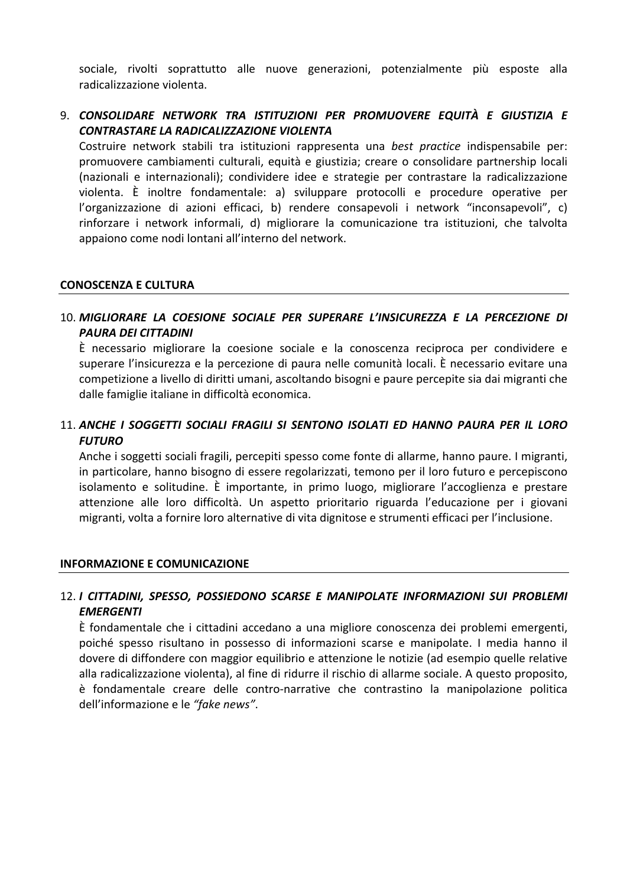sociale, rivolti soprattutto alle nuove generazioni, potenzialmente più esposte alla radicalizzazione violenta.

9. ***CONSOLIDARE NETWORK TRA ISTITUZIONI PER PROMUOVERE EQUITÀ E GIUSTIZIA E CONTRASTARE LA RADICALIZZAZIONE VIOLENTA***
   Costruire network stabili tra istituzioni rappresenta una *best practice* indispensabile per: promuovere cambiamenti culturali, equità e giustizia; creare o consolidare partnership locali (nazionali e internazionali); condividere idee e strategie per contrastare la radicalizzazione violenta. È inoltre fondamentale: a) sviluppare protocolli e procedure operative per l'organizzazione di azioni efficaci, b) rendere consapevoli i network "inconsapevoli", c) rinforzare i network informali, d) migliorare la comunicazione tra istituzioni, che talvolta appaiono come nodi lontani all'interno del network.

## CONOSCENZA E CULTURA

10. ***MIGLIORARE LA COESIONE SOCIALE PER SUPERARE L'INSICUREZZA E LA PERCEZIONE DI PAURA DEI CITTADINI***
    È necessario migliorare la coesione sociale e la conoscenza reciproca per condividere e superare l'insicurezza e la percezione di paura nelle comunità locali. È necessario evitare una competizione a livello di diritti umani, ascoltando bisogni e paure percepite sia dai migranti che dalle famiglie italiane in difficoltà economica.

11. ***ANCHE I SOGGETTI SOCIALI FRAGILI SI SENTONO ISOLATI ED HANNO PAURA PER IL LORO FUTURO***
    Anche i soggetti sociali fragili, percepiti spesso come fonte di allarme, hanno paure. I migranti, in particolare, hanno bisogno di essere regolarizzati, temono per il loro futuro e percepiscono isolamento e solitudine. È importante, in primo luogo, migliorare l'accoglienza e prestare attenzione alle loro difficoltà. Un aspetto prioritario riguarda l'educazione per i giovani migranti, volta a fornire loro alternative di vita dignitose e strumenti efficaci per l'inclusione.

## INFORMAZIONE E COMUNICAZIONE

12. ***I CITTADINI, SPESSO, POSSIEDONO SCARSE E MANIPOLATE INFORMAZIONI SUI PROBLEMI EMERGENTI***
    È fondamentale che i cittadini accedano a una migliore conoscenza dei problemi emergenti, poiché spesso risultano in possesso di informazioni scarse e manipolate. I media hanno il dovere di diffondere con maggior equilibrio e attenzione le notizie (ad esempio quelle relative alla radicalizzazione violenta), al fine di ridurre il rischio di allarme sociale. A questo proposito, è fondamentale creare delle contro-narrative che contrastino la manipolazione politica dell'informazione e le *"fake news"*.